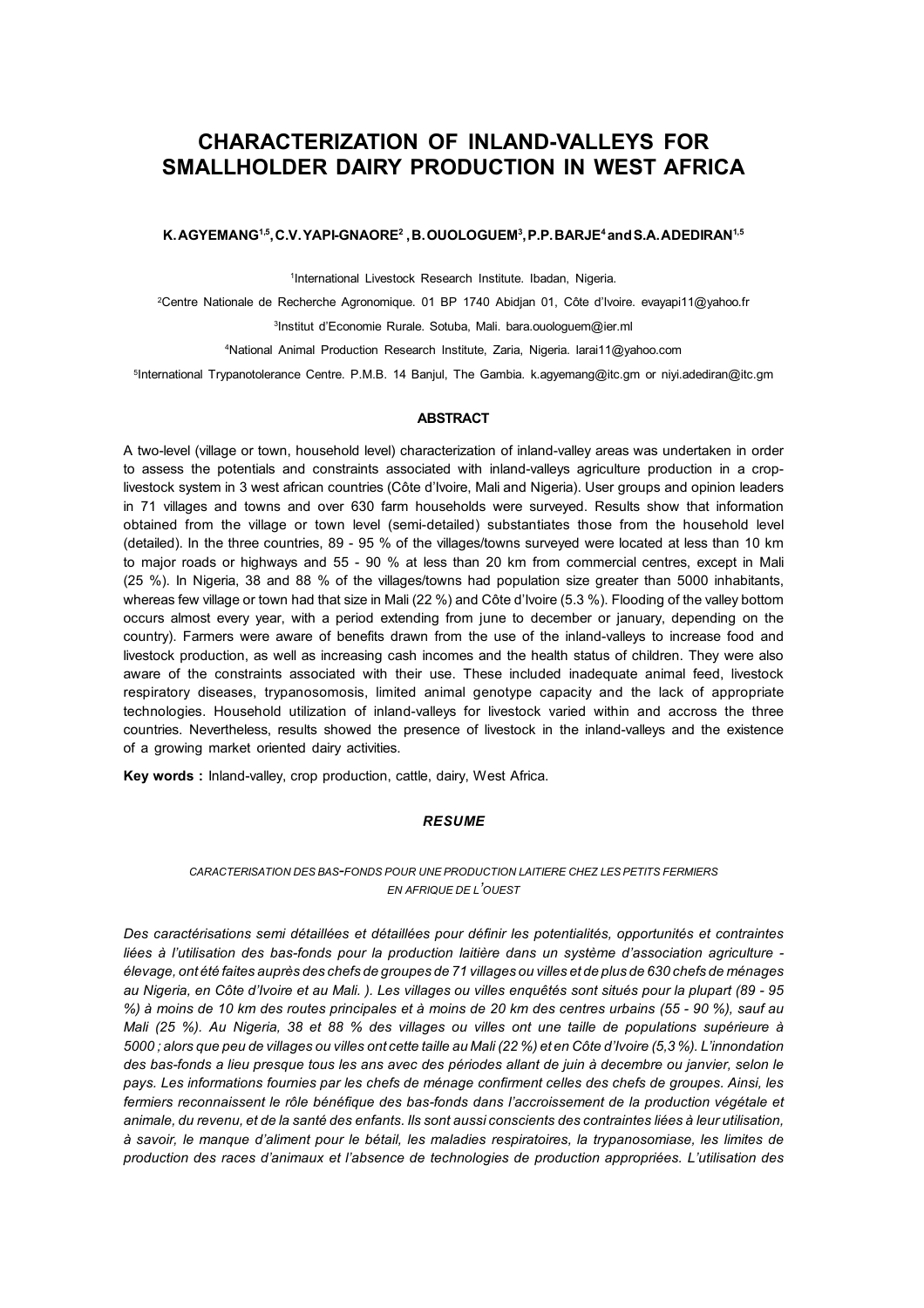# CHARACTERIZATION OF INLAND-VALLEYS FOR SMALLHOLDER DAIRY PRODUCTION IN WEST AFRICA

**K. AGYEMANG[1,5], C.V. YAPI-GNAORE[2], B. OUOLOGUEM[3], P.P. BARJE[4] and S.A. ADEDIRAN[1,5]**

[1]International Livestock Research Institute. Ibadan, Nigeria.

[2]Centre Nationale de Recherche Agronomique. 01 BP 1740 Abidjan 01, Côte d'Ivoire. evayapi11@yahoo.fr

[3]Institut d'Economie Rurale. Sotuba, Mali. bara.ouologuem@ier.ml

[4]National Animal Production Research Institute, Zaria, Nigeria. larai11@yahoo.com

[5]International Trypanotolerance Centre. P.M.B. 14 Banjul, The Gambia. k.agyemang@itc.gm or niyi.adediran@itc.gm

## ABSTRACT

A two-level (village or town, household level) characterization of inland-valley areas was undertaken in order to assess the potentials and constraints associated with inland-valleys agriculture production in a crop-livestock system in 3 west african countries (Côte d'Ivoire, Mali and Nigeria). User groups and opinion leaders in 71 villages and towns and over 630 farm households were surveyed. Results show that information obtained from the village or town level (semi-detailed) substantiates those from the household level (detailed). In the three countries, 89 - 95 % of the villages/towns surveyed were located at less than 10 km to major roads or highways and 55 - 90 % at less than 20 km from commercial centres, except in Mali (25 %). In Nigeria, 38 and 88 % of the villages/towns had population size greater than 5000 inhabitants, whereas few village or town had that size in Mali (22 %) and Côte d'Ivoire (5.3 %). Flooding of the valley bottom occurs almost every year, with a period extending from june to december or january, depending on the country). Farmers were aware of benefits drawn from the use of the inland-valleys to increase food and livestock production, as well as increasing cash incomes and the health status of children. They were also aware of the constraints associated with their use. These included inadequate animal feed, livestock respiratory diseases, trypanosomosis, limited animal genotype capacity and the lack of appropriate technologies. Household utilization of inland-valleys for livestock varied within and accross the three countries. Nevertheless, results showed the presence of livestock in the inland-valleys and the existence of a growing market oriented dairy activities.

**Key words :** Inland-valley, crop production, cattle, dairy, West Africa.

## *RESUME*

*CARACTERISATION DES BAS-FONDS POUR UNE PRODUCTION LAITIERE CHEZ LES PETITS FERMIERS EN AFRIQUE DE L'OUEST*

*Des caractérisations semi détaillées et détaillées pour définir les potentialités, opportunités et contraintes liées à l'utilisation des bas-fonds pour la production laitière dans un système d'association agriculture - élevage, ont été faites auprès des chefs de groupes de 71 villages ou villes et de plus de 630 chefs de ménages au Nigeria, en Côte d'Ivoire et au Mali. ). Les villages ou villes enquêtés sont situés pour la plupart (89 - 95 %) à moins de 10 km des routes principales et à moins de 20 km des centres urbains (55 - 90 %), sauf au Mali (25 %). Au Nigeria, 38 et 88 % des villages ou villes ont une taille de populations supérieure à 5000 ; alors que peu de villages ou villes ont cette taille au Mali (22 %) et en Côte d'Ivoire (5,3 %). L'innondation des bas-fonds a lieu presque tous les ans avec des périodes allant de juin à decembre ou janvier, selon le pays. Les informations fournies par les chefs de ménage confirment celles des chefs de groupes. Ainsi, les fermiers reconnaissent le rôle bénéfique des bas-fonds dans l'accroissement de la production végétale et animale, du revenu, et de la santé des enfants. Ils sont aussi conscients des contraintes liées à leur utilisation, à savoir, le manque d'aliment pour le bétail, les maladies respiratoires, la trypanosomiase, les limites de production des races d'animaux et l'absence de technologies de production appropriées. L'utilisation des*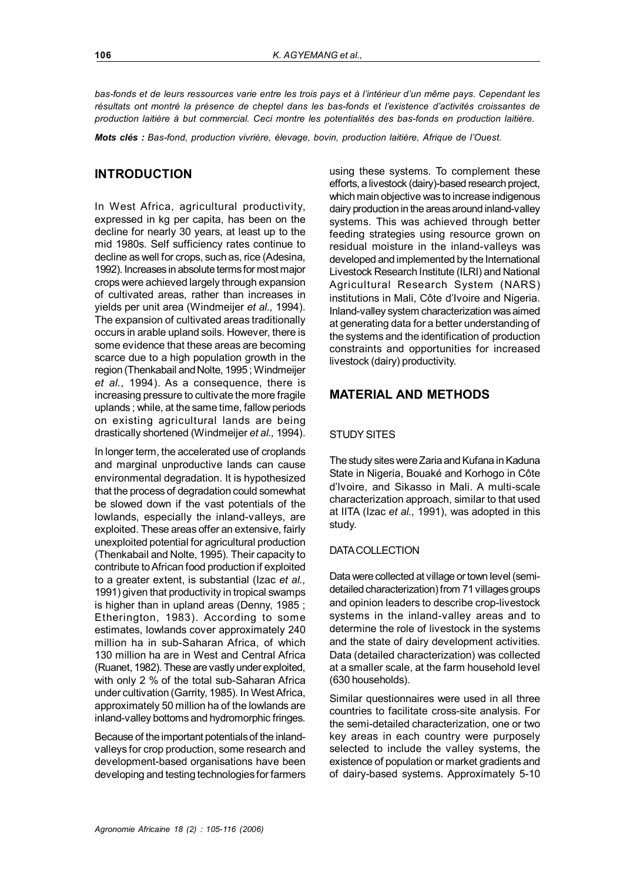*bas-fonds et de leurs ressources varie entre les trois pays et à l'intérieur d'un même pays. Cependant les résultats ont montré la présence de cheptel dans les bas-fonds et l'existence d'activités croissantes de production laitière à but commercial. Ceci montre les potentialités des bas-fonds en production laitière.*

***Mots clés :*** *Bas-fond, production vivrière, élevage, bovin, production laitière, Afrique de l'Ouest.*

## INTRODUCTION

In West Africa, agricultural productivity, expressed in kg per capita, has been on the decline for nearly 30 years, at least up to the mid 1980s. Self sufficiency rates continue to decline as well for crops, such as, rice (Adesina, 1992). Increases in absolute terms for most major crops were achieved largely through expansion of cultivated areas, rather than increases in yields per unit area (Windmeijer *et al.,* 1994). The expansion of cultivated areas traditionally occurs in arable upland soils. However, there is some evidence that these areas are becoming scarce due to a high population growth in the region (Thenkabail and Nolte, 1995 ; Windmeijer *et al.,* 1994). As a consequence, there is increasing pressure to cultivate the more fragile uplands ; while, at the same time, fallow periods on existing agricultural lands are being drastically shortened (Windmeijer *et al.,* 1994).

In longer term, the accelerated use of croplands and marginal unproductive lands can cause environmental degradation. It is hypothesized that the process of degradation could somewhat be slowed down if the vast potentials of the lowlands, especially the inland-valleys, are exploited. These areas offer an extensive, fairly unexploited potential for agricultural production (Thenkabail and Nolte, 1995). Their capacity to contribute to African food production if exploited to a greater extent, is substantial (Izac *et al.,* 1991) given that productivity in tropical swamps is higher than in upland areas (Denny, 1985 ; Etherington, 1983). According to some estimates, lowlands cover approximately 240 million ha in sub-Saharan Africa, of which 130 million ha are in West and Central Africa (Ruanet, 1982). These are vastly under exploited, with only 2 % of the total sub-Saharan Africa under cultivation (Garrity, 1985). In West Africa, approximately 50 million ha of the lowlands are inland-valley bottoms and hydromorphic fringes.

Because of the important potentials of the inland-valleys for crop production, some research and development-based organisations have been developing and testing technologies for farmers using these systems. To complement these efforts, a livestock (dairy)-based research project, which main objective was to increase indigenous dairy production in the areas around inland-valley systems. This was achieved through better feeding strategies using resource grown on residual moisture in the inland-valleys was developed and implemented by the International Livestock Research Institute (ILRI) and National Agricultural Research System (NARS) institutions in Mali, Côte d'Ivoire and Nigeria. Inland-valley system characterization was aimed at generating data for a better understanding of the systems and the identification of production constraints and opportunities for increased livestock (dairy) productivity.

## MATERIAL AND METHODS

### STUDY SITES

The study sites were Zaria and Kufana in Kaduna State in Nigeria, Bouaké and Korhogo in Côte d'Ivoire, and Sikasso in Mali. A multi-scale characterization approach, similar to that used at IITA (Izac *et al.,* 1991), was adopted in this study.

### DATA COLLECTION

Data were collected at village or town level (semi-detailed characterization) from 71 villages groups and opinion leaders to describe crop-livestock systems in the inland-valley areas and to determine the role of livestock in the systems and the state of dairy development activities. Data (detailed characterization) was collected at a smaller scale, at the farm household level (630 households).

Similar questionnaires were used in all three countries to facilitate cross-site analysis. For the semi-detailed characterization, one or two key areas in each country were purposely selected to include the valley systems, the existence of population or market gradients and of dairy-based systems. Approximately 5-10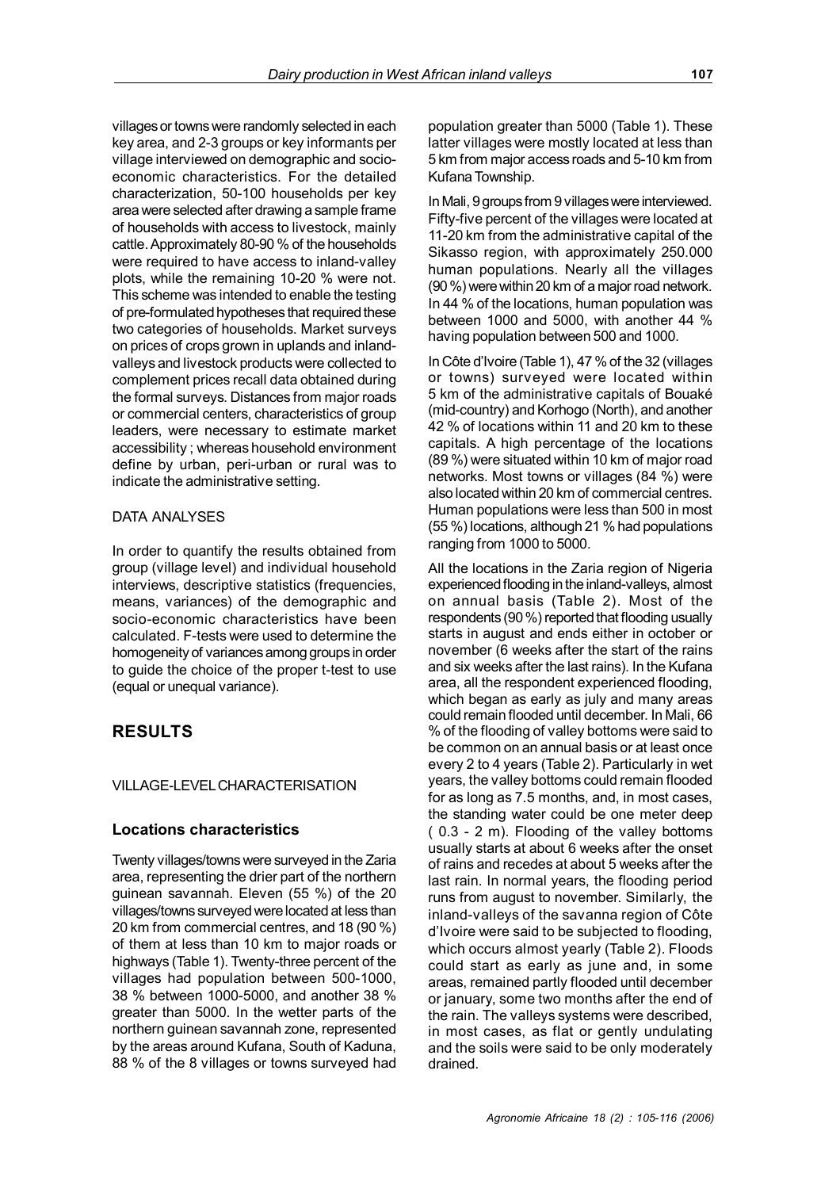villages or towns were randomly selected in each key area, and 2-3 groups or key informants per village interviewed on demographic and socio-economic characteristics. For the detailed characterization, 50-100 households per key area were selected after drawing a sample frame of households with access to livestock, mainly cattle. Approximately 80-90 % of the households were required to have access to inland-valley plots, while the remaining 10-20 % were not. This scheme was intended to enable the testing of pre-formulated hypotheses that required these two categories of households. Market surveys on prices of crops grown in uplands and inland-valleys and livestock products were collected to complement prices recall data obtained during the formal surveys. Distances from major roads or commercial centers, characteristics of group leaders, were necessary to estimate market accessibility ; whereas household environment define by urban, peri-urban or rural was to indicate the administrative setting.

### DATA ANALYSES

In order to quantify the results obtained from group (village level) and individual household interviews, descriptive statistics (frequencies, means, variances) of the demographic and socio-economic characteristics have been calculated. F-tests were used to determine the homogeneity of variances among groups in order to guide the choice of the proper t-test to use (equal or unequal variance).

## RESULTS

### VILLAGE-LEVEL CHARACTERISATION

#### Locations characteristics

Twenty villages/towns were surveyed in the Zaria area, representing the drier part of the northern guinean savannah. Eleven (55 %) of the 20 villages/towns surveyed were located at less than 20 km from commercial centres, and 18 (90 %) of them at less than 10 km to major roads or highways (Table 1). Twenty-three percent of the villages had population between 500-1000, 38 % between 1000-5000, and another 38 % greater than 5000. In the wetter parts of the northern guinean savannah zone, represented by the areas around Kufana, South of Kaduna, 88 % of the 8 villages or towns surveyed had population greater than 5000 (Table 1). These latter villages were mostly located at less than 5 km from major access roads and 5-10 km from Kufana Township.

In Mali, 9 groups from 9 villages were interviewed. Fifty-five percent of the villages were located at 11-20 km from the administrative capital of the Sikasso region, with approximately 250.000 human populations. Nearly all the villages (90 %) were within 20 km of a major road network. In 44 % of the locations, human population was between 1000 and 5000, with another 44 % having population between 500 and 1000.

In Côte d'Ivoire (Table 1), 47 % of the 32 (villages or towns) surveyed were located within 5 km of the administrative capitals of Bouaké (mid-country) and Korhogo (North), and another 42 % of locations within 11 and 20 km to these capitals. A high percentage of the locations (89 %) were situated within 10 km of major road networks. Most towns or villages (84 %) were also located within 20 km of commercial centres. Human populations were less than 500 in most (55 %) locations, although 21 % had populations ranging from 1000 to 5000.

All the locations in the Zaria region of Nigeria experienced flooding in the inland-valleys, almost on annual basis (Table 2). Most of the respondents (90 %) reported that flooding usually starts in august and ends either in october or november (6 weeks after the start of the rains and six weeks after the last rains). In the Kufana area, all the respondent experienced flooding, which began as early as july and many areas could remain flooded until december. In Mali, 66 % of the flooding of valley bottoms were said to be common on an annual basis or at least once every 2 to 4 years (Table 2). Particularly in wet years, the valley bottoms could remain flooded for as long as 7.5 months, and, in most cases, the standing water could be one meter deep ( 0.3 - 2 m). Flooding of the valley bottoms usually starts at about 6 weeks after the onset of rains and recedes at about 5 weeks after the last rain. In normal years, the flooding period runs from august to november. Similarly, the inland-valleys of the savanna region of Côte d'Ivoire were said to be subjected to flooding, which occurs almost yearly (Table 2). Floods could start as early as june and, in some areas, remained partly flooded until december or january, some two months after the end of the rain. The valleys systems were described, in most cases, as flat or gently undulating and the soils were said to be only moderately drained.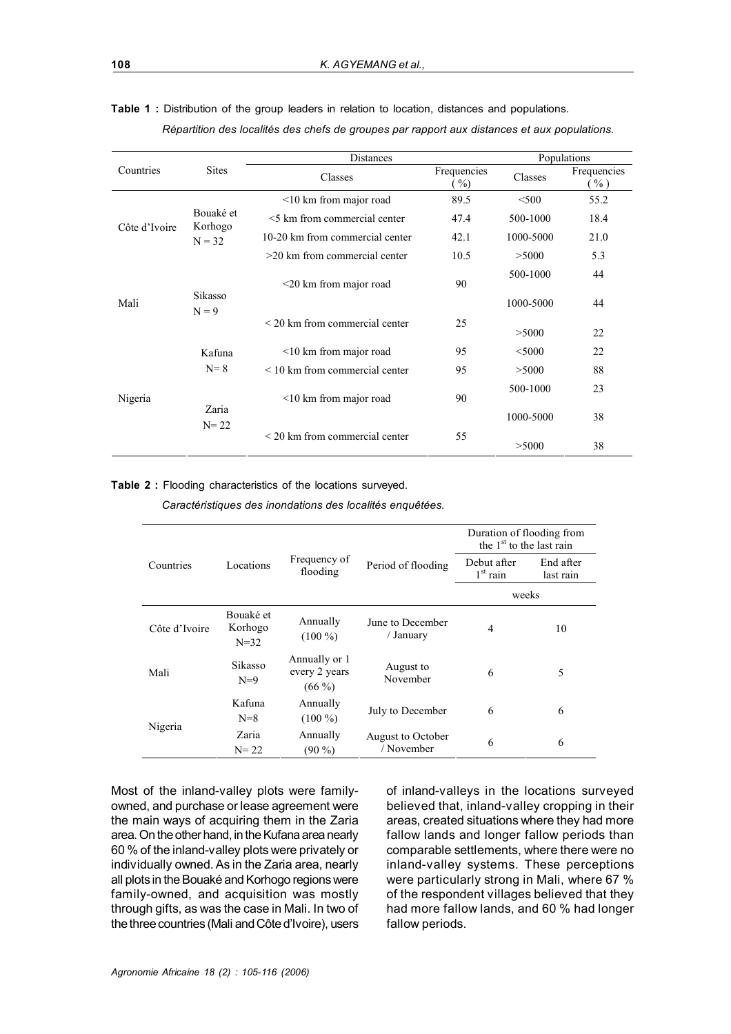**Table 1 :** Distribution of the group leaders in relation to location, distances and populations.

*Répartition des localités des chefs de groupes par rapport aux distances et aux populations.*

| Countries | Sites | Distances | | Populations | |
|---|---|---|---|---|---|
| | | Classes | Frequencies (%) | Classes | Frequencies (%) |
| Côte d'Ivoire | Bouaké et Korhogo N = 32 | <10 km from major road | 89.5 | <500 | 55.2 |
| | | <5 km from commercial center | 47.4 | 500-1000 | 18.4 |
| | | 10-20 km from commercial center | 42.1 | 1000-5000 | 21.0 |
| | | >20 km from commercial center | 10.5 | >5000 | 5.3 |
| Mali | Sikasso N = 9 | <20 km from major road | 90 | 500-1000 | 44 |
| | | | | 1000-5000 | 44 |
| | | < 20 km from commercial center | 25 | >5000 | 22 |
| Nigeria | Kafuna N= 8 | <10 km from major road | 95 | <5000 | 22 |
| | | < 10 km from commercial center | 95 | >5000 | 88 |
| | Zaria N= 22 | <10 km from major road | 90 | 500-1000 | 23 |
| | | | | 1000-5000 | 38 |
| | | < 20 km from commercial center | 55 | >5000 | 38 |

**Table 2 :** Flooding characteristics of the locations surveyed.

*Caractéristiques des inondations des localités enquêtées.*

| Countries | Locations | Frequency of flooding | Period of flooding | Duration of flooding from the 1st to the last rain | |
|---|---|---|---|---|---|
| | | | | Debut after 1st rain | End after last rain |
| | | | | weeks | |
| Côte d'Ivoire | Bouaké et Korhogo N=32 | Annually (100 %) | June to December / January | 4 | 10 |
| Mali | Sikasso N=9 | Annually or 1 every 2 years (66 %) | August to November | 6 | 5 |
| Nigeria | Kafuna N=8 | Annually (100 %) | July to December | 6 | 6 |
| | Zaria N= 22 | Annually (90 %) | August to October / November | 6 | 6 |

Most of the inland-valley plots were family-owned, and purchase or lease agreement were the main ways of acquiring them in the Zaria area. On the other hand, in the Kufana area nearly 60 % of the inland-valley plots were privately or individually owned. As in the Zaria area, nearly all plots in the Bouaké and Korhogo regions were family-owned, and acquisition was mostly through gifts, as was the case in Mali. In two of the three countries (Mali and Côte d'Ivoire), users of inland-valleys in the locations surveyed believed that, inland-valley cropping in their areas, created situations where they had more fallow lands and longer fallow periods than comparable settlements, where there were no inland-valley systems. These perceptions were particularly strong in Mali, where 67 % of the respondent villages believed that they had more fallow lands, and 60 % had longer fallow periods.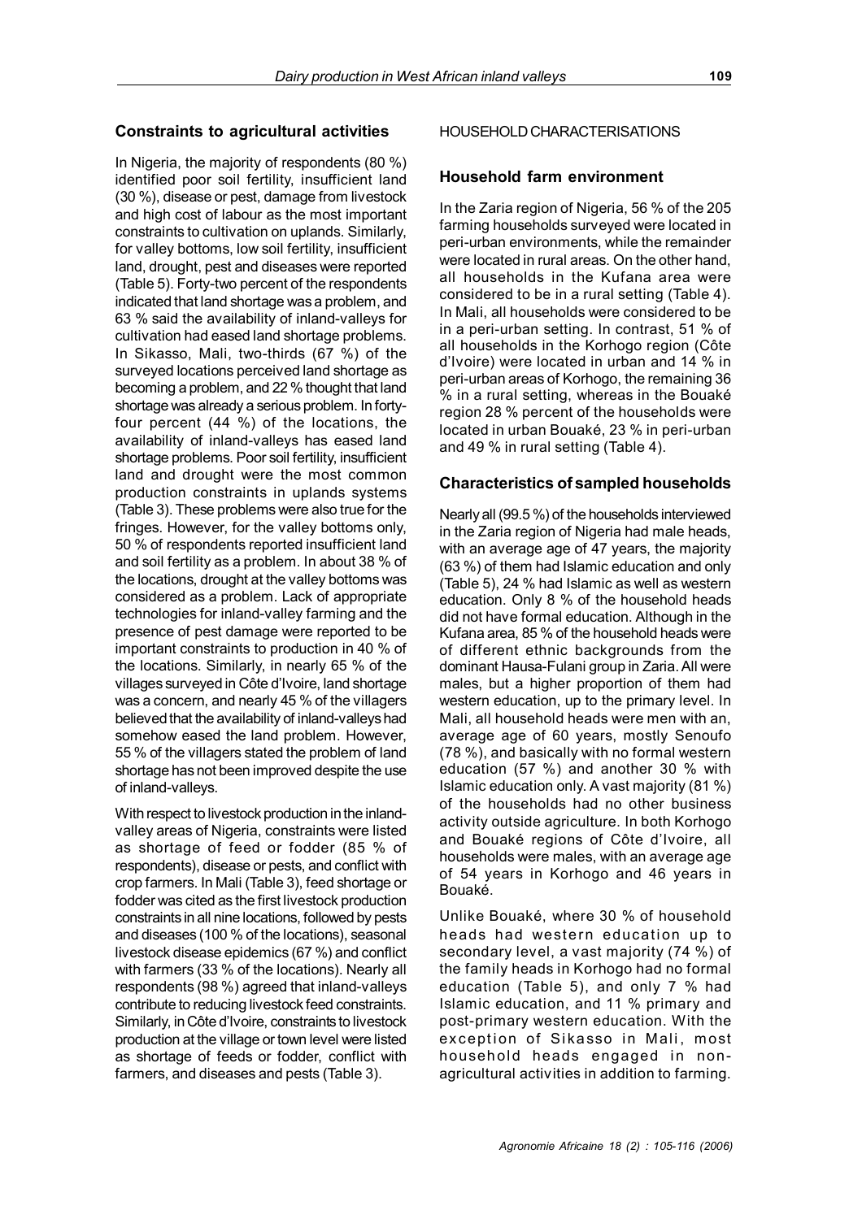## Constraints to agricultural activities

In Nigeria, the majority of respondents (80 %) identified poor soil fertility, insufficient land (30 %), disease or pest, damage from livestock and high cost of labour as the most important constraints to cultivation on uplands. Similarly, for valley bottoms, low soil fertility, insufficient land, drought, pest and diseases were reported (Table 5). Forty-two percent of the respondents indicated that land shortage was a problem, and 63 % said the availability of inland-valleys for cultivation had eased land shortage problems. In Sikasso, Mali, two-thirds (67 %) of the surveyed locations perceived land shortage as becoming a problem, and 22 % thought that land shortage was already a serious problem. In forty-four percent (44 %) of the locations, the availability of inland-valleys has eased land shortage problems. Poor soil fertility, insufficient land and drought were the most common production constraints in uplands systems (Table 3). These problems were also true for the fringes. However, for the valley bottoms only, 50 % of respondents reported insufficient land and soil fertility as a problem. In about 38 % of the locations, drought at the valley bottoms was considered as a problem. Lack of appropriate technologies for inland-valley farming and the presence of pest damage were reported to be important constraints to production in 40 % of the locations. Similarly, in nearly 65 % of the villages surveyed in Côte d'Ivoire, land shortage was a concern, and nearly 45 % of the villagers believed that the availability of inland-valleys had somehow eased the land problem. However, 55 % of the villagers stated the problem of land shortage has not been improved despite the use of inland-valleys.

With respect to livestock production in the inland-valley areas of Nigeria, constraints were listed as shortage of feed or fodder (85 % of respondents), disease or pests, and conflict with crop farmers. In Mali (Table 3), feed shortage or fodder was cited as the first livestock production constraints in all nine locations, followed by pests and diseases (100 % of the locations), seasonal livestock disease epidemics (67 %) and conflict with farmers (33 % of the locations). Nearly all respondents (98 %) agreed that inland-valleys contribute to reducing livestock feed constraints. Similarly, in Côte d'Ivoire, constraints to livestock production at the village or town level were listed as shortage of feeds or fodder, conflict with farmers, and diseases and pests (Table 3).

HOUSEHOLD CHARACTERISATIONS

## Household farm environment

In the Zaria region of Nigeria, 56 % of the 205 farming households surveyed were located in peri-urban environments, while the remainder were located in rural areas. On the other hand, all households in the Kufana area were considered to be in a rural setting (Table 4). In Mali, all households were considered to be in a peri-urban setting. In contrast, 51 % of all households in the Korhogo region (Côte d'Ivoire) were located in urban and 14 % in peri-urban areas of Korhogo, the remaining 36 % in a rural setting, whereas in the Bouaké region 28 % percent of the households were located in urban Bouaké, 23 % in peri-urban and 49 % in rural setting (Table 4).

## Characteristics of sampled households

Nearly all (99.5 %) of the households interviewed in the Zaria region of Nigeria had male heads, with an average age of 47 years, the majority (63 %) of them had Islamic education and only (Table 5), 24 % had Islamic as well as western education. Only 8 % of the household heads did not have formal education. Although in the Kufana area, 85 % of the household heads were of different ethnic backgrounds from the dominant Hausa-Fulani group in Zaria. All were males, but a higher proportion of them had western education, up to the primary level. In Mali, all household heads were men with an, average age of 60 years, mostly Senoufo (78 %), and basically with no formal western education (57 %) and another 30 % with Islamic education only. A vast majority (81 %) of the households had no other business activity outside agriculture. In both Korhogo and Bouaké regions of Côte d'Ivoire, all households were males, with an average age of 54 years in Korhogo and 46 years in Bouaké.

Unlike Bouaké, where 30 % of household heads had western education up to secondary level, a vast majority (74 %) of the family heads in Korhogo had no formal education (Table 5), and only 7 % had Islamic education, and 11 % primary and post-primary western education. With the exception of Sikasso in Mali, most household heads engaged in non-agricultural activities in addition to farming.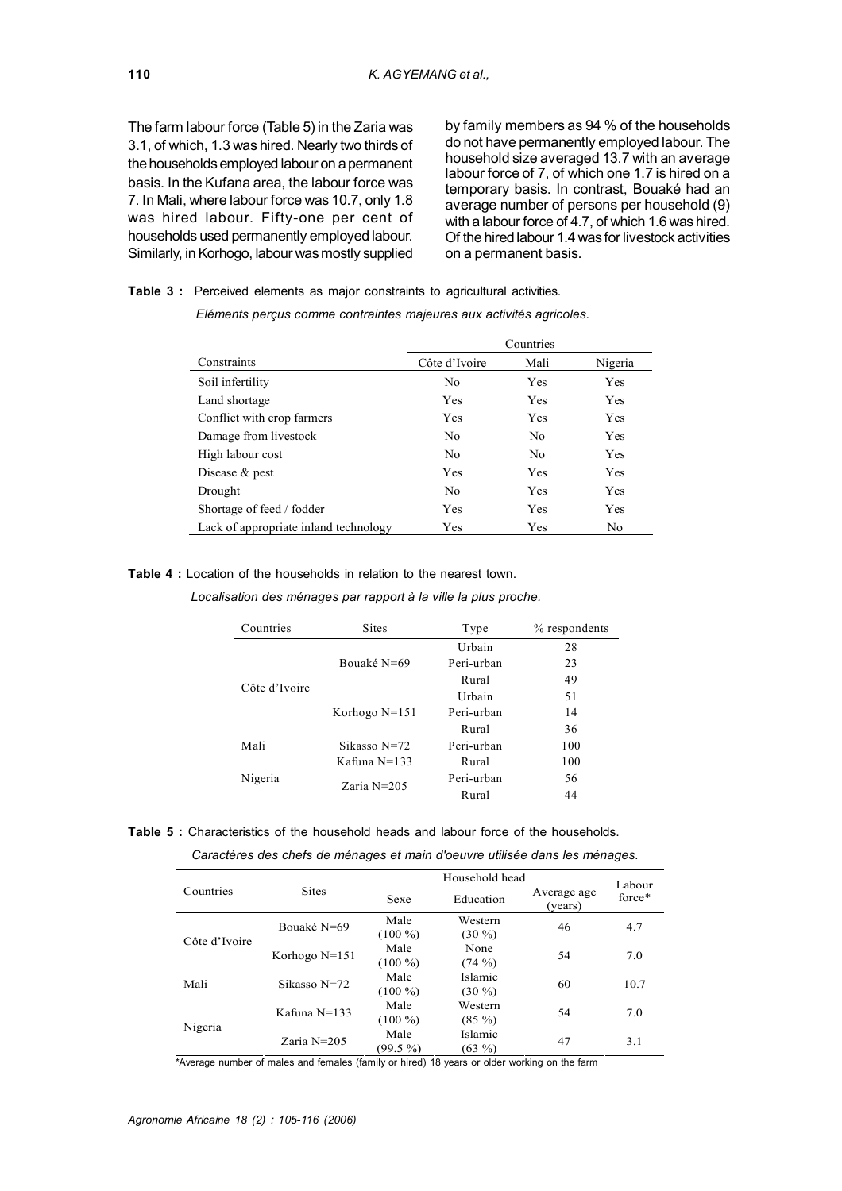The farm labour force (Table 5) in the Zaria was 3.1, of which, 1.3 was hired. Nearly two thirds of the households employed labour on a permanent basis. In the Kufana area, the labour force was 7. In Mali, where labour force was 10.7, only 1.8 was hired labour. Fifty-one per cent of households used permanently employed labour. Similarly, in Korhogo, labour was mostly supplied by family members as 94 % of the households do not have permanently employed labour. The household size averaged 13.7 with an average labour force of 7, of which one 1.7 is hired on a temporary basis. In contrast, Bouaké had an average number of persons per household (9) with a labour force of 4.7, of which 1.6 was hired. Of the hired labour 1.4 was for livestock activities on a permanent basis.

**Table 3 :** Perceived elements as major constraints to agricultural activities.

*Eléments perçus comme contraintes majeures aux activités agricoles.*

| | Countries | | |
|---|---|---|---|
| Constraints | Côte d'Ivoire | Mali | Nigeria |
| Soil infertility | No | Yes | Yes |
| Land shortage | Yes | Yes | Yes |
| Conflict with crop farmers | Yes | Yes | Yes |
| Damage from livestock | No | No | Yes |
| High labour cost | No | No | Yes |
| Disease & pest | Yes | Yes | Yes |
| Drought | No | Yes | Yes |
| Shortage of feed / fodder | Yes | Yes | Yes |
| Lack of appropriate inland technology | Yes | Yes | No |

**Table 4 :** Location of the households in relation to the nearest town.

*Localisation des ménages par rapport à la ville la plus proche.*

| Countries | Sites | Type | % respondents |
|---|---|---|---|
| Côte d'Ivoire | Bouaké N=69 | Urbain | 28 |
| | | Peri-urban | 23 |
| | | Rural | 49 |
| | Korhogo N=151 | Urbain | 51 |
| | | Peri-urban | 14 |
| | | Rural | 36 |
| Mali | Sikasso N=72 | Peri-urban | 100 |
| Nigeria | Kafuna N=133 | Rural | 100 |
| | Zaria N=205 | Peri-urban | 56 |
| | | Rural | 44 |

**Table 5 :** Characteristics of the household heads and labour force of the households.

*Caractères des chefs de ménages et main d'oeuvre utilisée dans les ménages.*

| Countries | Sites | Household head | | | Labour force* |
|---|---|---|---|---|---|
| | | Sexe | Education | Average age (years) | |
| Côte d'Ivoire | Bouaké N=69 | Male (100 %) | Western (30 %) | 46 | 4.7 |
| | Korhogo N=151 | Male (100 %) | None (74 %) | 54 | 7.0 |
| Mali | Sikasso N=72 | Male (100 %) | Islamic (30 %) | 60 | 10.7 |
| Nigeria | Kafuna N=133 | Male (100 %) | Western (85 %) | 54 | 7.0 |
| | Zaria N=205 | Male (99.5 %) | Islamic (63 %) | 47 | 3.1 |

*Average number of males and females (family or hired) 18 years or older working on the farm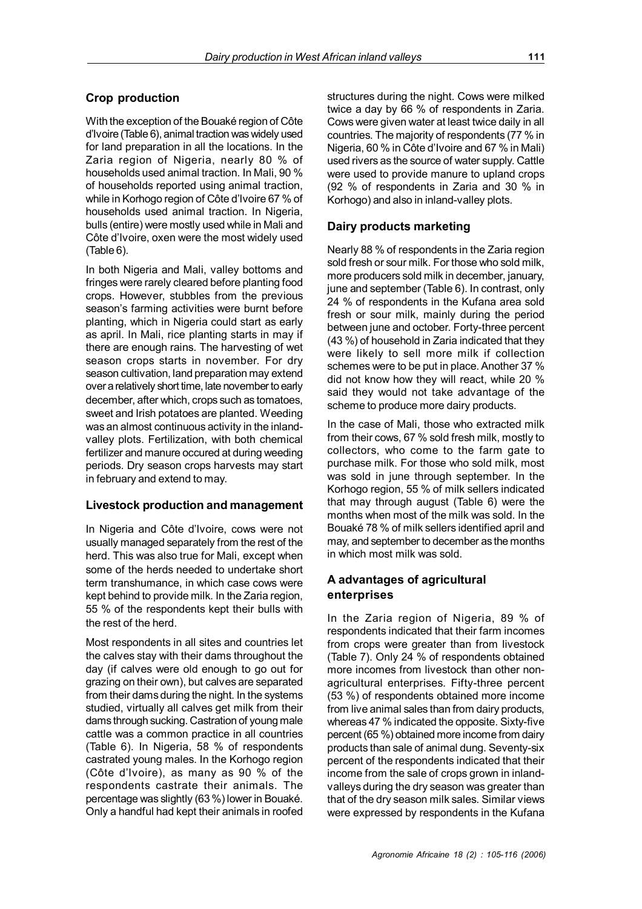## Crop production

With the exception of the Bouaké region of Côte d'Ivoire (Table 6), animal traction was widely used for land preparation in all the locations. In the Zaria region of Nigeria, nearly 80 % of households used animal traction. In Mali, 90 % of households reported using animal traction, while in Korhogo region of Côte d'Ivoire 67 % of households used animal traction. In Nigeria, bulls (entire) were mostly used while in Mali and Côte d'Ivoire, oxen were the most widely used (Table 6).

In both Nigeria and Mali, valley bottoms and fringes were rarely cleared before planting food crops. However, stubbles from the previous season's farming activities were burnt before planting, which in Nigeria could start as early as april. In Mali, rice planting starts in may if there are enough rains. The harvesting of wet season crops starts in november. For dry season cultivation, land preparation may extend over a relatively short time, late november to early december, after which, crops such as tomatoes, sweet and Irish potatoes are planted. Weeding was an almost continuous activity in the inland-valley plots. Fertilization, with both chemical fertilizer and manure occured at during weeding periods. Dry season crops harvests may start in february and extend to may.

## Livestock production and management

In Nigeria and Côte d'Ivoire, cows were not usually managed separately from the rest of the herd. This was also true for Mali, except when some of the herds needed to undertake short term transhumance, in which case cows were kept behind to provide milk. In the Zaria region, 55 % of the respondents kept their bulls with the rest of the herd.

Most respondents in all sites and countries let the calves stay with their dams throughout the day (if calves were old enough to go out for grazing on their own), but calves are separated from their dams during the night. In the systems studied, virtually all calves get milk from their dams through sucking. Castration of young male cattle was a common practice in all countries (Table 6). In Nigeria, 58 % of respondents castrated young males. In the Korhogo region (Côte d'Ivoire), as many as 90 % of the respondents castrate their animals. The percentage was slightly (63 %) lower in Bouaké. Only a handful had kept their animals in roofed structures during the night. Cows were milked twice a day by 66 % of respondents in Zaria. Cows were given water at least twice daily in all countries. The majority of respondents (77 % in Nigeria, 60 % in Côte d'Ivoire and 67 % in Mali) used rivers as the source of water supply. Cattle were used to provide manure to upland crops (92 % of respondents in Zaria and 30 % in Korhogo) and also in inland-valley plots.

## Dairy products marketing

Nearly 88 % of respondents in the Zaria region sold fresh or sour milk. For those who sold milk, more producers sold milk in december, january, june and september (Table 6). In contrast, only 24 % of respondents in the Kufana area sold fresh or sour milk, mainly during the period between june and october. Forty-three percent (43 %) of household in Zaria indicated that they were likely to sell more milk if collection schemes were to be put in place. Another 37 % did not know how they will react, while 20 % said they would not take advantage of the scheme to produce more dairy products.

In the case of Mali, those who extracted milk from their cows, 67 % sold fresh milk, mostly to collectors, who come to the farm gate to purchase milk. For those who sold milk, most was sold in june through september. In the Korhogo region, 55 % of milk sellers indicated that may through august (Table 6) were the months when most of the milk was sold. In the Bouaké 78 % of milk sellers identified april and may, and september to december as the months in which most milk was sold.

## A advantages of agricultural enterprises

In the Zaria region of Nigeria, 89 % of respondents indicated that their farm incomes from crops were greater than from livestock (Table 7). Only 24 % of respondents obtained more incomes from livestock than other non-agricultural enterprises. Fifty-three percent (53 %) of respondents obtained more income from live animal sales than from dairy products, whereas 47 % indicated the opposite. Sixty-five percent (65 %) obtained more income from dairy products than sale of animal dung. Seventy-six percent of the respondents indicated that their income from the sale of crops grown in inland-valleys during the dry season was greater than that of the dry season milk sales. Similar views were expressed by respondents in the Kufana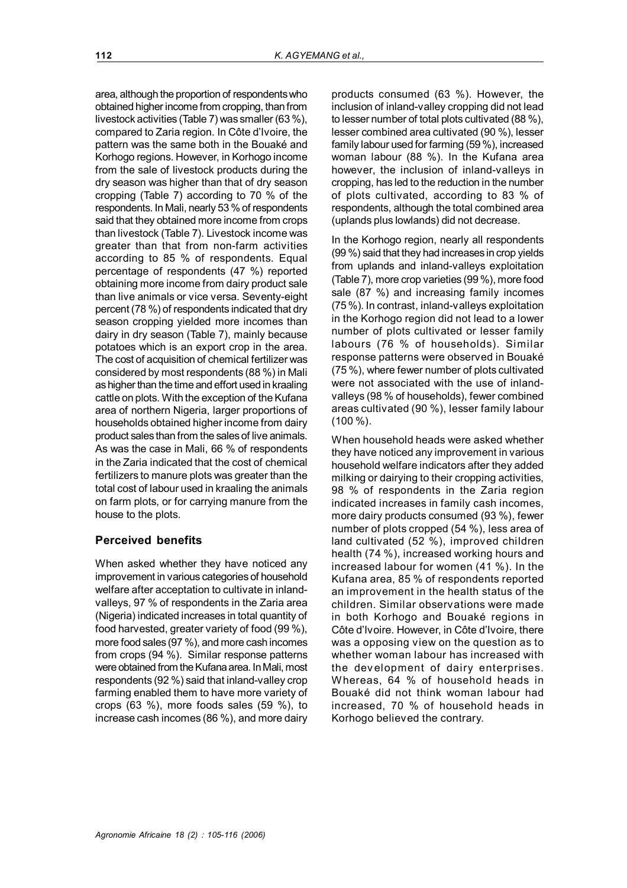area, although the proportion of respondents who obtained higher income from cropping, than from livestock activities (Table 7) was smaller (63 %), compared to Zaria region. In Côte d'Ivoire, the pattern was the same both in the Bouaké and Korhogo regions. However, in Korhogo income from the sale of livestock products during the dry season was higher than that of dry season cropping (Table 7) according to 70 % of the respondents. In Mali, nearly 53 % of respondents said that they obtained more income from crops than livestock (Table 7). Livestock income was greater than that from non-farm activities according to 85 % of respondents. Equal percentage of respondents (47 %) reported obtaining more income from dairy product sale than live animals or vice versa. Seventy-eight percent (78 %) of respondents indicated that dry season cropping yielded more incomes than dairy in dry season (Table 7), mainly because potatoes which is an export crop in the area. The cost of acquisition of chemical fertilizer was considered by most respondents (88 %) in Mali as higher than the time and effort used in kraaling cattle on plots. With the exception of the Kufana area of northern Nigeria, larger proportions of households obtained higher income from dairy product sales than from the sales of live animals. As was the case in Mali, 66 % of respondents in the Zaria indicated that the cost of chemical fertilizers to manure plots was greater than the total cost of labour used in kraaling the animals on farm plots, or for carrying manure from the house to the plots.

## Perceived benefits

When asked whether they have noticed any improvement in various categories of household welfare after acceptation to cultivate in inland-valleys, 97 % of respondents in the Zaria area (Nigeria) indicated increases in total quantity of food harvested, greater variety of food (99 %), more food sales (97 %), and more cash incomes from crops (94 %). Similar response patterns were obtained from the Kufana area. In Mali, most respondents (92 %) said that inland-valley crop farming enabled them to have more variety of crops (63 %), more foods sales (59 %), to increase cash incomes (86 %), and more dairy products consumed (63 %). However, the inclusion of inland-valley cropping did not lead to lesser number of total plots cultivated (88 %), lesser combined area cultivated (90 %), lesser family labour used for farming (59 %), increased woman labour (88 %). In the Kufana area however, the inclusion of inland-valleys in cropping, has led to the reduction in the number of plots cultivated, according to 83 % of respondents, although the total combined area (uplands plus lowlands) did not decrease.

In the Korhogo region, nearly all respondents (99 %) said that they had increases in crop yields from uplands and inland-valleys exploitation (Table 7), more crop varieties (99 %), more food sale (87 %) and increasing family incomes (75 %). In contrast, inland-valleys exploitation in the Korhogo region did not lead to a lower number of plots cultivated or lesser family labours (76 % of households). Similar response patterns were observed in Bouaké (75 %), where fewer number of plots cultivated were not associated with the use of inland-valleys (98 % of households), fewer combined areas cultivated (90 %), lesser family labour (100 %).

When household heads were asked whether they have noticed any improvement in various household welfare indicators after they added milking or dairying to their cropping activities, 98 % of respondents in the Zaria region indicated increases in family cash incomes, more dairy products consumed (93 %), fewer number of plots cropped (54 %), less area of land cultivated (52 %), improved children health (74 %), increased working hours and increased labour for women (41 %). In the Kufana area, 85 % of respondents reported an improvement in the health status of the children. Similar observations were made in both Korhogo and Bouaké regions in Côte d'Ivoire. However, in Côte d'Ivoire, there was a opposing view on the question as to whether woman labour has increased with the development of dairy enterprises. Whereas, 64 % of household heads in Bouaké did not think woman labour had increased, 70 % of household heads in Korhogo believed the contrary.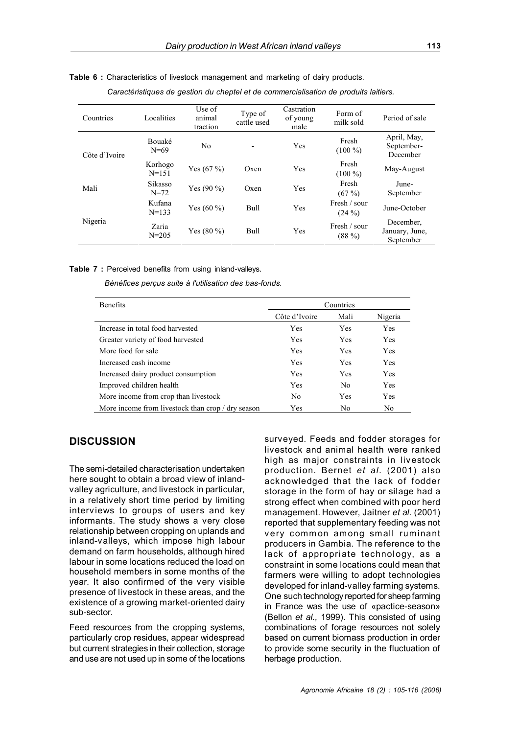**Table 6 :** Characteristics of livestock management and marketing of dairy products.

*Caractéristiques de gestion du cheptel et de commercialisation de produits laitiers.*

| Countries | Localities | Use of animal traction | Type of cattle used | Castration of young male | Form of milk sold | Period of sale |
|---|---|---|---|---|---|---|
| Côte d'Ivoire | Bouaké N=69 | No | - | Yes | Fresh (100 %) | April, May, September-December |
| | Korhogo N=151 | Yes (67 %) | Oxen | Yes | Fresh (100 %) | May-August |
| Mali | Sikasso N=72 | Yes (90 %) | Oxen | Yes | Fresh (67 %) | June-September |
| Nigeria | Kufana N=133 | Yes (60 %) | Bull | Yes | Fresh / sour (24 %) | June-October |
| | Zaria N=205 | Yes (80 %) | Bull | Yes | Fresh / sour (88 %) | December, January, June, September |

**Table 7 :** Perceived benefits from using inland-valleys.

*Bénéfices perçus suite à l'utilisation des bas-fonds.*

| Benefits | Countries | | |
|---|---|---|---|
| | Côte d'Ivoire | Mali | Nigeria |
| Increase in total food harvested | Yes | Yes | Yes |
| Greater variety of food harvested | Yes | Yes | Yes |
| More food for sale | Yes | Yes | Yes |
| Increased cash income | Yes | Yes | Yes |
| Increased dairy product consumption | Yes | Yes | Yes |
| Improved children health | Yes | No | Yes |
| More income from crop than livestock | No | Yes | Yes |
| More income from livestock than crop / dry season | Yes | No | No |

## DISCUSSION

The semi-detailed characterisation undertaken here sought to obtain a broad view of inland-valley agriculture, and livestock in particular, in a relatively short time period by limiting interviews to groups of users and key informants. The study shows a very close relationship between cropping on uplands and inland-valleys, which impose high labour demand on farm households, although hired labour in some locations reduced the load on household members in some months of the year. It also confirmed of the very visible presence of livestock in these areas, and the existence of a growing market-oriented dairy sub-sector.

Feed resources from the cropping systems, particularly crop residues, appear widespread but current strategies in their collection, storage and use are not used up in some of the locations surveyed. Feeds and fodder storages for livestock and animal health were ranked high as major constraints in livestock production. Bernet *et al.* (2001) also acknowledged that the lack of fodder storage in the form of hay or silage had a strong effect when combined with poor herd management. However, Jaitner *et al.* (2001) reported that supplementary feeding was not very common among small ruminant producers in Gambia. The reference to the lack of appropriate technology, as a constraint in some locations could mean that farmers were willing to adopt technologies developed for inland-valley farming systems. One such technology reported for sheep farming in France was the use of «pactice-season» (Bellon *et al.,* 1999). This consisted of using combinations of forage resources not solely based on current biomass production in order to provide some security in the fluctuation of herbage production.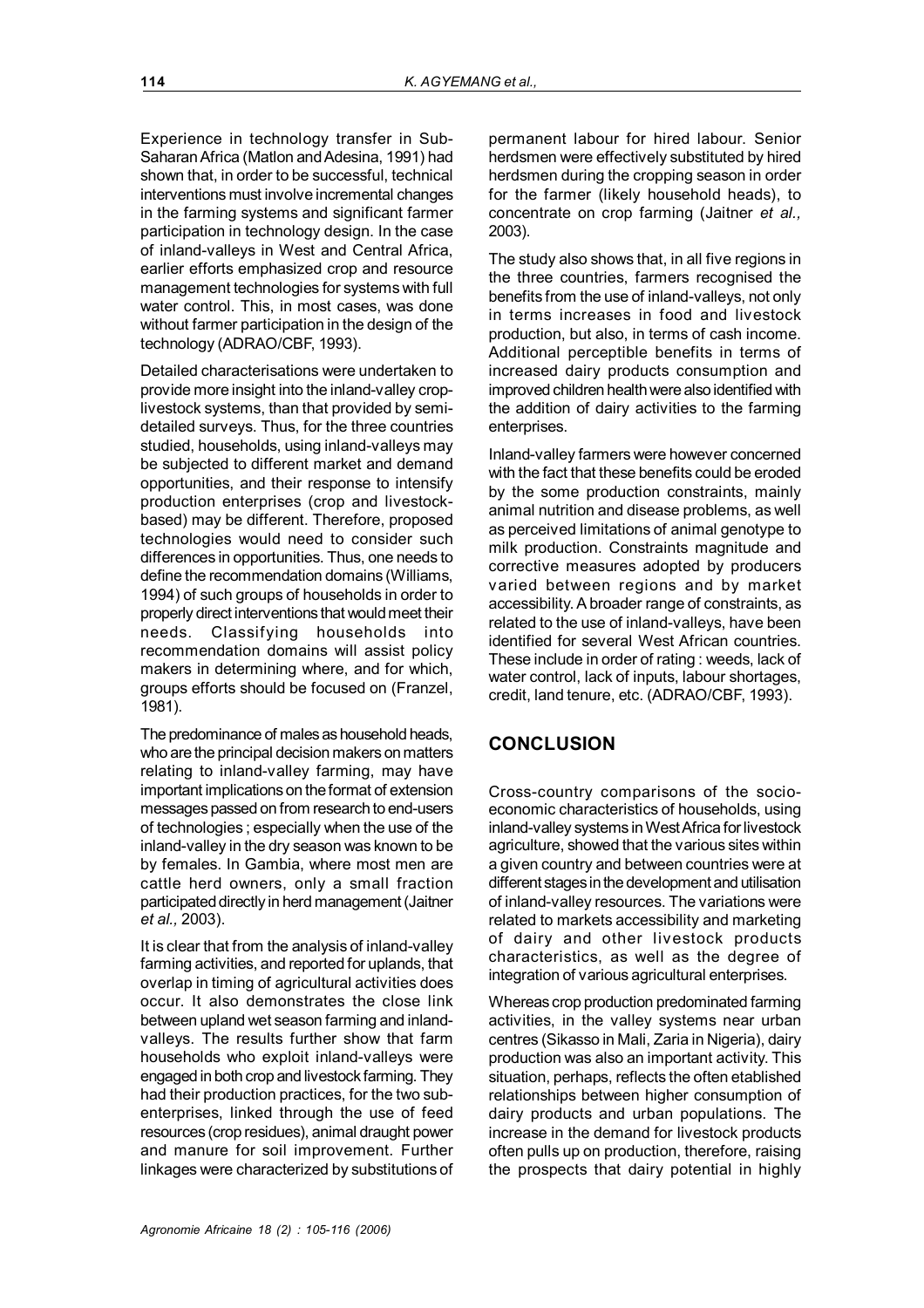Experience in technology transfer in Sub-Saharan Africa (Matlon and Adesina, 1991) had shown that, in order to be successful, technical interventions must involve incremental changes in the farming systems and significant farmer participation in technology design. In the case of inland-valleys in West and Central Africa, earlier efforts emphasized crop and resource management technologies for systems with full water control. This, in most cases, was done without farmer participation in the design of the technology (ADRAO/CBF, 1993).

Detailed characterisations were undertaken to provide more insight into the inland-valley crop-livestock systems, than that provided by semi-detailed surveys. Thus, for the three countries studied, households, using inland-valleys may be subjected to different market and demand opportunities, and their response to intensify production enterprises (crop and livestock-based) may be different. Therefore, proposed technologies would need to consider such differences in opportunities. Thus, one needs to define the recommendation domains (Williams, 1994) of such groups of households in order to properly direct interventions that would meet their needs. Classifying households into recommendation domains will assist policy makers in determining where, and for which, groups efforts should be focused on (Franzel, 1981).

The predominance of males as household heads, who are the principal decision makers on matters relating to inland-valley farming, may have important implications on the format of extension messages passed on from research to end-users of technologies ; especially when the use of the inland-valley in the dry season was known to be by females. In Gambia, where most men are cattle herd owners, only a small fraction participated directly in herd management (Jaitner *et al.,* 2003).

It is clear that from the analysis of inland-valley farming activities, and reported for uplands, that overlap in timing of agricultural activities does occur. It also demonstrates the close link between upland wet season farming and inland-valleys. The results further show that farm households who exploit inland-valleys were engaged in both crop and livestock farming. They had their production practices, for the two sub-enterprises, linked through the use of feed resources (crop residues), animal draught power and manure for soil improvement. Further linkages were characterized by substitutions of permanent labour for hired labour. Senior herdsmen were effectively substituted by hired herdsmen during the cropping season in order for the farmer (likely household heads), to concentrate on crop farming (Jaitner *et al.,* 2003).

The study also shows that, in all five regions in the three countries, farmers recognised the benefits from the use of inland-valleys, not only in terms increases in food and livestock production, but also, in terms of cash income. Additional perceptible benefits in terms of increased dairy products consumption and improved children health were also identified with the addition of dairy activities to the farming enterprises.

Inland-valley farmers were however concerned with the fact that these benefits could be eroded by the some production constraints, mainly animal nutrition and disease problems, as well as perceived limitations of animal genotype to milk production. Constraints magnitude and corrective measures adopted by producers varied between regions and by market accessibility. A broader range of constraints, as related to the use of inland-valleys, have been identified for several West African countries. These include in order of rating : weeds, lack of water control, lack of inputs, labour shortages, credit, land tenure, etc. (ADRAO/CBF, 1993).

## CONCLUSION

Cross-country comparisons of the socio-economic characteristics of households, using inland-valley systems in West Africa for livestock agriculture, showed that the various sites within a given country and between countries were at different stages in the development and utilisation of inland-valley resources. The variations were related to markets accessibility and marketing of dairy and other livestock products characteristics, as well as the degree of integration of various agricultural enterprises.

Whereas crop production predominated farming activities, in the valley systems near urban centres (Sikasso in Mali, Zaria in Nigeria), dairy production was also an important activity. This situation, perhaps, reflects the often etablished relationships between higher consumption of dairy products and urban populations. The increase in the demand for livestock products often pulls up on production, therefore, raising the prospects that dairy potential in highly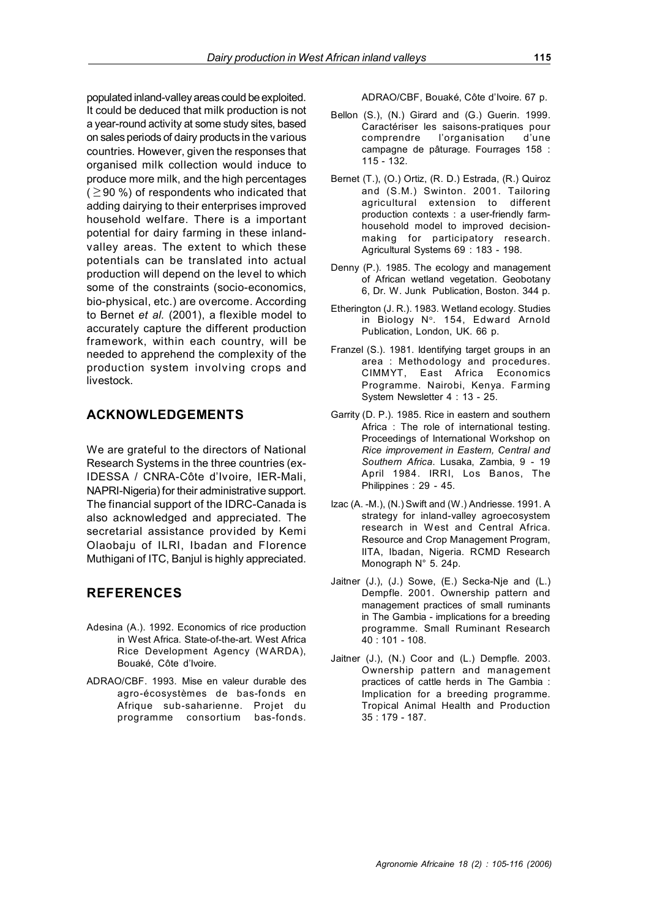populated inland-valley areas could be exploited. It could be deduced that milk production is not a year-round activity at some study sites, based on sales periods of dairy products in the various countries. However, given the responses that organised milk collection would induce to produce more milk, and the high percentages ($\geq$90 %) of respondents who indicated that adding dairying to their enterprises improved household welfare. There is a important potential for dairy farming in these inland-valley areas. The extent to which these potentials can be translated into actual production will depend on the level to which some of the constraints (socio-economics, bio-physical, etc.) are overcome. According to Bernet *et al.* (2001), a flexible model to accurately capture the different production framework, within each country, will be needed to apprehend the complexity of the production system involving crops and livestock.

## ACKNOWLEDGEMENTS

We are grateful to the directors of National Research Systems in the three countries (ex-IDESSA / CNRA-Côte d'Ivoire, IER-Mali, NAPRI-Nigeria) for their administrative support. The financial support of the IDRC-Canada is also acknowledged and appreciated. The secretarial assistance provided by Kemi Olaobaju of ILRI, Ibadan and Florence Muthigani of ITC, Banjul is highly appreciated.

## REFERENCES

Adesina (A.). 1992. Economics of rice production in West Africa. State-of-the-art. West Africa Rice Development Agency (WARDA), Bouaké, Côte d'Ivoire.

ADRAO/CBF. 1993. Mise en valeur durable des agro-écosystèmes de bas-fonds en Afrique sub-saharienne. Projet du programme consortium bas-fonds. ADRAO/CBF, Bouaké, Côte d'Ivoire. 67 p.

Bellon (S.), (N.) Girard and (G.) Guerin. 1999. Caractériser les saisons-pratiques pour comprendre l'organisation d'une campagne de pâturage. Fourrages 158 : 115 - 132.

Bernet (T.), (O.) Ortiz, (R. D.) Estrada, (R.) Quiroz and (S.M.) Swinton. 2001. Tailoring agricultural extension to different production contexts : a user-friendly farm-household model to improved decision-making for participatory research. Agricultural Systems 69 : 183 - 198.

Denny (P.). 1985. The ecology and management of African wetland vegetation. Geobotany 6, Dr. W. Junk Publication, Boston. 344 p.

Etherington (J. R.). 1983. Wetland ecology. Studies in Biology N°. 154, Edward Arnold Publication, London, UK. 66 p.

Franzel (S.). 1981. Identifying target groups in an area : Methodology and procedures. CIMMYT, East Africa Economics Programme. Nairobi, Kenya. Farming System Newsletter 4 : 13 - 25.

Garrity (D. P.). 1985. Rice in eastern and southern Africa : The role of international testing. Proceedings of International Workshop on *Rice improvement in Eastern, Central and Southern Africa*. Lusaka, Zambia, 9 - 19 April 1984. IRRI, Los Banos, The Philippines : 29 - 45.

Izac (A. -M.), (N.) Swift and (W.) Andriesse. 1991. A strategy for inland-valley agroecosystem research in West and Central Africa. Resource and Crop Management Program, IITA, Ibadan, Nigeria. RCMD Research Monograph N° 5. 24p.

Jaitner (J.), (J.) Sowe, (E.) Secka-Nje and (L.) Dempfle. 2001. Ownership pattern and management practices of small ruminants in The Gambia - implications for a breeding programme. Small Ruminant Research 40 : 101 - 108.

Jaitner (J.), (N.) Coor and (L.) Dempfle. 2003. Ownership pattern and management practices of cattle herds in The Gambia : Implication for a breeding programme. Tropical Animal Health and Production 35 : 179 - 187.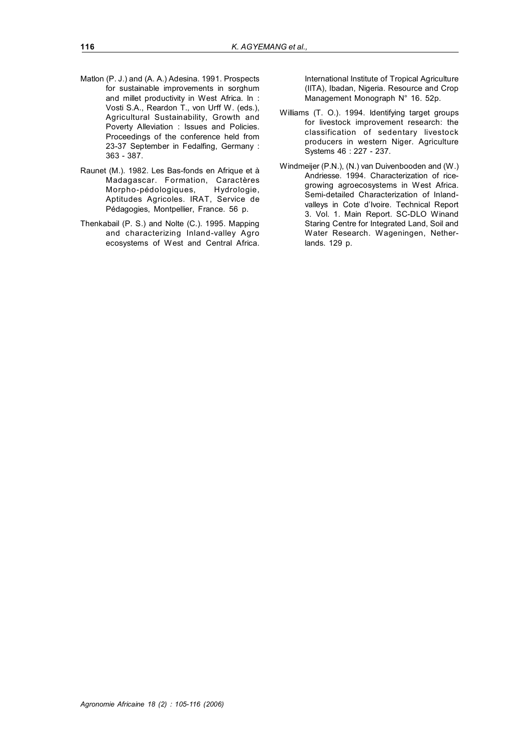Matlon (P. J.) and (A. A.) Adesina. 1991. Prospects for sustainable improvements in sorghum and millet productivity in West Africa. In : Vosti S.A., Reardon T., von Urff W. (eds.), Agricultural Sustainability, Growth and Poverty Alleviation : Issues and Policies. Proceedings of the conference held from 23-37 September in Fedalfing, Germany : 363 - 387.

Raunet (M.). 1982. Les Bas-fonds en Afrique et à Madagascar. Formation, Caractères Morpho-pédologiques, Hydrologie, Aptitudes Agricoles. IRAT, Service de Pédagogies, Montpellier, France. 56 p.

Thenkabail (P. S.) and Nolte (C.). 1995. Mapping and characterizing Inland-valley Agro ecosystems of West and Central Africa. International Institute of Tropical Agriculture (IITA), Ibadan, Nigeria. Resource and Crop Management Monograph N° 16. 52p.

Williams (T. O.). 1994. Identifying target groups for livestock improvement research: the classification of sedentary livestock producers in western Niger. Agriculture Systems 46 : 227 - 237.

Windmeijer (P.N.), (N.) van Duivenbooden and (W.) Andriesse. 1994. Characterization of rice-growing agroecosystems in West Africa. Semi-detailed Characterization of Inland-valleys in Cote d'Ivoire. Technical Report 3. Vol. 1. Main Report. SC-DLO Winand Staring Centre for Integrated Land, Soil and Water Research. Wageningen, Netherlands. 129 p.